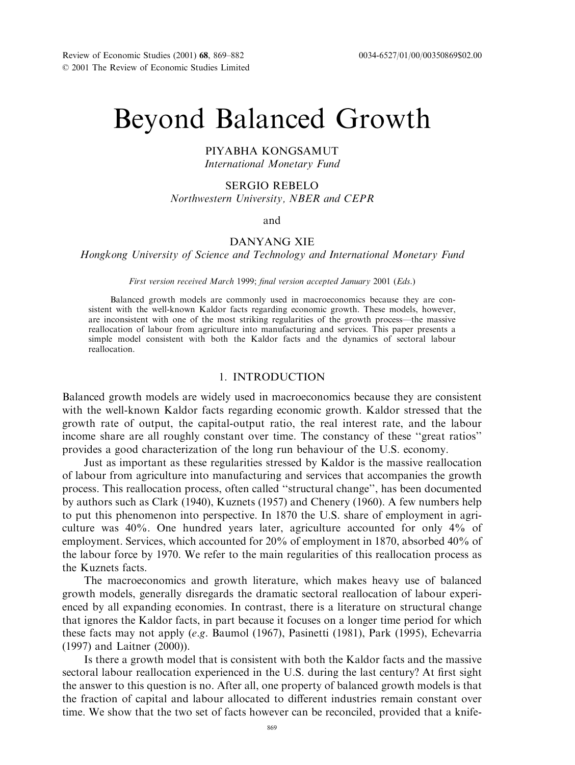# Beyond Balanced Growth

PIYABHA KONGSAMUT
*International Monetary Fund*

SERGIO REBELO
*Northwestern University, NBER and CEPR*

and

DANYANG XIE
*Hongkong University of Science and Technology and International Monetary Fund*

*First version received March* 1999; *final version accepted January* 2001 (*Eds.*)

Balanced growth models are commonly used in macroeconomics because they are consistent with the well-known Kaldor facts regarding economic growth. These models, however, are inconsistent with one of the most striking regularities of the growth process—the massive reallocation of labour from agriculture into manufacturing and services. This paper presents a simple model consistent with both the Kaldor facts and the dynamics of sectoral labour reallocation.

## 1. INTRODUCTION

Balanced growth models are widely used in macroeconomics because they are consistent with the well-known Kaldor facts regarding economic growth. Kaldor stressed that the growth rate of output, the capital-output ratio, the real interest rate, and the labour income share are all roughly constant over time. The constancy of these "great ratios" provides a good characterization of the long run behaviour of the U.S. economy.

Just as important as these regularities stressed by Kaldor is the massive reallocation of labour from agriculture into manufacturing and services that accompanies the growth process. This reallocation process, often called "structural change", has been documented by authors such as Clark (1940), Kuznets (1957) and Chenery (1960). A few numbers help to put this phenomenon into perspective. In 1870 the U.S. share of employment in agriculture was 40%. One hundred years later, agriculture accounted for only 4% of employment. Services, which accounted for 20% of employment in 1870, absorbed 40% of the labour force by 1970. We refer to the main regularities of this reallocation process as the Kuznets facts.

The macroeconomics and growth literature, which makes heavy use of balanced growth models, generally disregards the dramatic sectoral reallocation of labour experienced by all expanding economies. In contrast, there is a literature on structural change that ignores the Kaldor facts, in part because it focuses on a longer time period for which these facts may not apply (*e.g.* Baumol (1967), Pasinetti (1981), Park (1995), Echevarria (1997) and Laitner (2000)).

Is there a growth model that is consistent with both the Kaldor facts and the massive sectoral labour reallocation experienced in the U.S. during the last century? At first sight the answer to this question is no. After all, one property of balanced growth models is that the fraction of capital and labour allocated to different industries remain constant over time. We show that the two set of facts however can be reconciled, provided that a knife-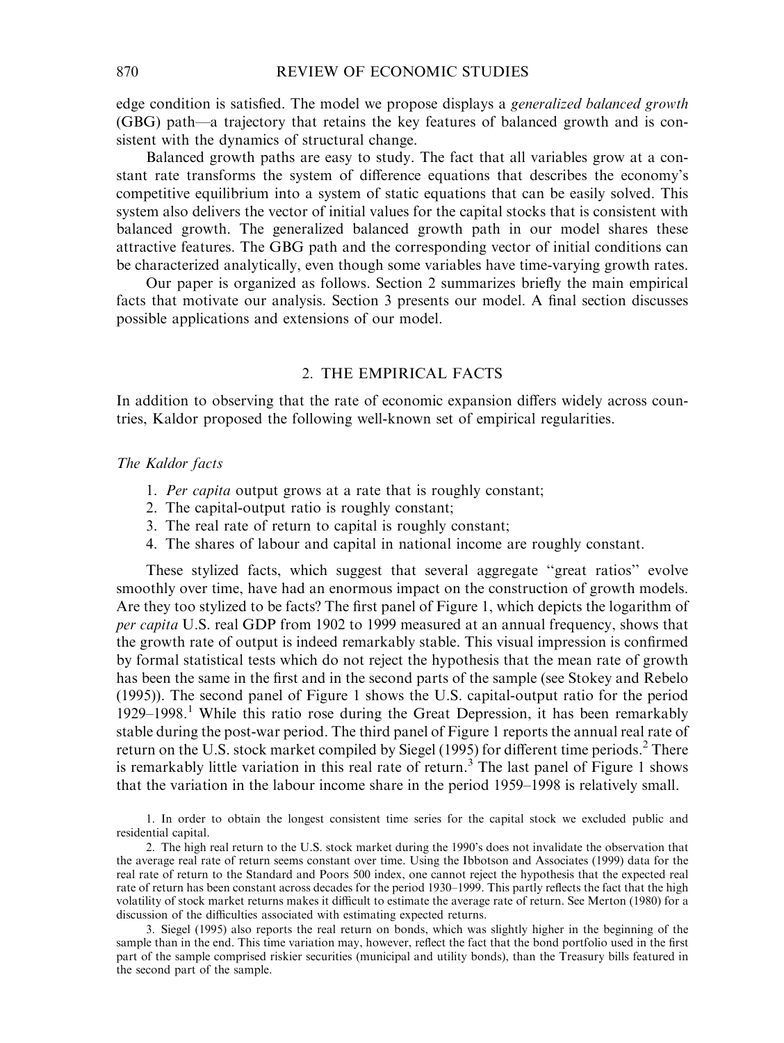edge condition is satisfied. The model we propose displays a *generalized balanced growth* (GBG) path—a trajectory that retains the key features of balanced growth and is consistent with the dynamics of structural change.

Balanced growth paths are easy to study. The fact that all variables grow at a constant rate transforms the system of difference equations that describes the economy's competitive equilibrium into a system of static equations that can be easily solved. This system also delivers the vector of initial values for the capital stocks that is consistent with balanced growth. The generalized balanced growth path in our model shares these attractive features. The GBG path and the corresponding vector of initial conditions can be characterized analytically, even though some variables have time-varying growth rates.

Our paper is organized as follows. Section 2 summarizes briefly the main empirical facts that motivate our analysis. Section 3 presents our model. A final section discusses possible applications and extensions of our model.

## 2. THE EMPIRICAL FACTS

In addition to observing that the rate of economic expansion differs widely across countries, Kaldor proposed the following well-known set of empirical regularities.

*The Kaldor facts*

1. *Per capita* output grows at a rate that is roughly constant;
2. The capital-output ratio is roughly constant;
3. The real rate of return to capital is roughly constant;
4. The shares of labour and capital in national income are roughly constant.

These stylized facts, which suggest that several aggregate "great ratios" evolve smoothly over time, have had an enormous impact on the construction of growth models. Are they too stylized to be facts? The first panel of Figure 1, which depicts the logarithm of *per capita* U.S. real GDP from 1902 to 1999 measured at an annual frequency, shows that the growth rate of output is indeed remarkably stable. This visual impression is confirmed by formal statistical tests which do not reject the hypothesis that the mean rate of growth has been the same in the first and in the second parts of the sample (see Stokey and Rebelo (1995)). The second panel of Figure 1 shows the U.S. capital-output ratio for the period 1929–1998.[1] While this ratio rose during the Great Depression, it has been remarkably stable during the post-war period. The third panel of Figure 1 reports the annual real rate of return on the U.S. stock market compiled by Siegel (1995) for different time periods.[2] There is remarkably little variation in this real rate of return.[3] The last panel of Figure 1 shows that the variation in the labour income share in the period 1959–1998 is relatively small.

1. In order to obtain the longest consistent time series for the capital stock we excluded public and residential capital.

2. The high real return to the U.S. stock market during the 1990's does not invalidate the observation that the average real rate of return seems constant over time. Using the Ibbotson and Associates (1999) data for the real rate of return to the Standard and Poors 500 index, one cannot reject the hypothesis that the expected real rate of return has been constant across decades for the period 1930–1999. This partly reflects the fact that the high volatility of stock market returns makes it difficult to estimate the average rate of return. See Merton (1980) for a discussion of the difficulties associated with estimating expected returns.

3. Siegel (1995) also reports the real return on bonds, which was slightly higher in the beginning of the sample than in the end. This time variation may, however, reflect the fact that the bond portfolio used in the first part of the sample comprised riskier securities (municipal and utility bonds), than the Treasury bills featured in the second part of the sample.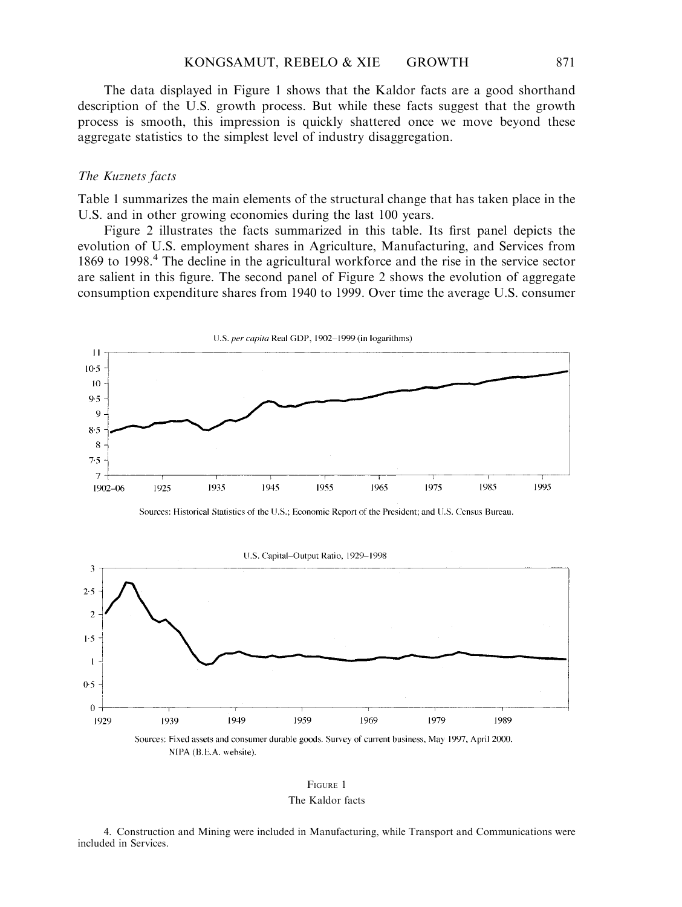The data displayed in Figure 1 shows that the Kaldor facts are a good shorthand description of the U.S. growth process. But while these facts suggest that the growth process is smooth, this impression is quickly shattered once we move beyond these aggregate statistics to the simplest level of industry disaggregation.

### *The Kuznets facts*

Table 1 summarizes the main elements of the structural change that has taken place in the U.S. and in other growing economies during the last 100 years.

Figure 2 illustrates the facts summarized in this table. Its first panel depicts the evolution of U.S. employment shares in Agriculture, Manufacturing, and Services from 1869 to 1998.[4] The decline in the agricultural workforce and the rise in the service sector are salient in this figure. The second panel of Figure 2 shows the evolution of aggregate consumption expenditure shares from 1940 to 1999. Over time the average U.S. consumer

U.S. *per capita* Real GDP, 1902–1999 (in logarithms)

Sources: Historical Statistics of the U.S.; Economic Report of the President; and U.S. Census Bureau.

U.S. Capital–Output Ratio, 1929–1998

Sources: Fixed assets and consumer durable goods. Survey of current business, May 1997, April 2000. NIPA (B.E.A. website).

FIGURE 1

The Kaldor facts

4. Construction and Mining were included in Manufacturing, while Transport and Communications were included in Services.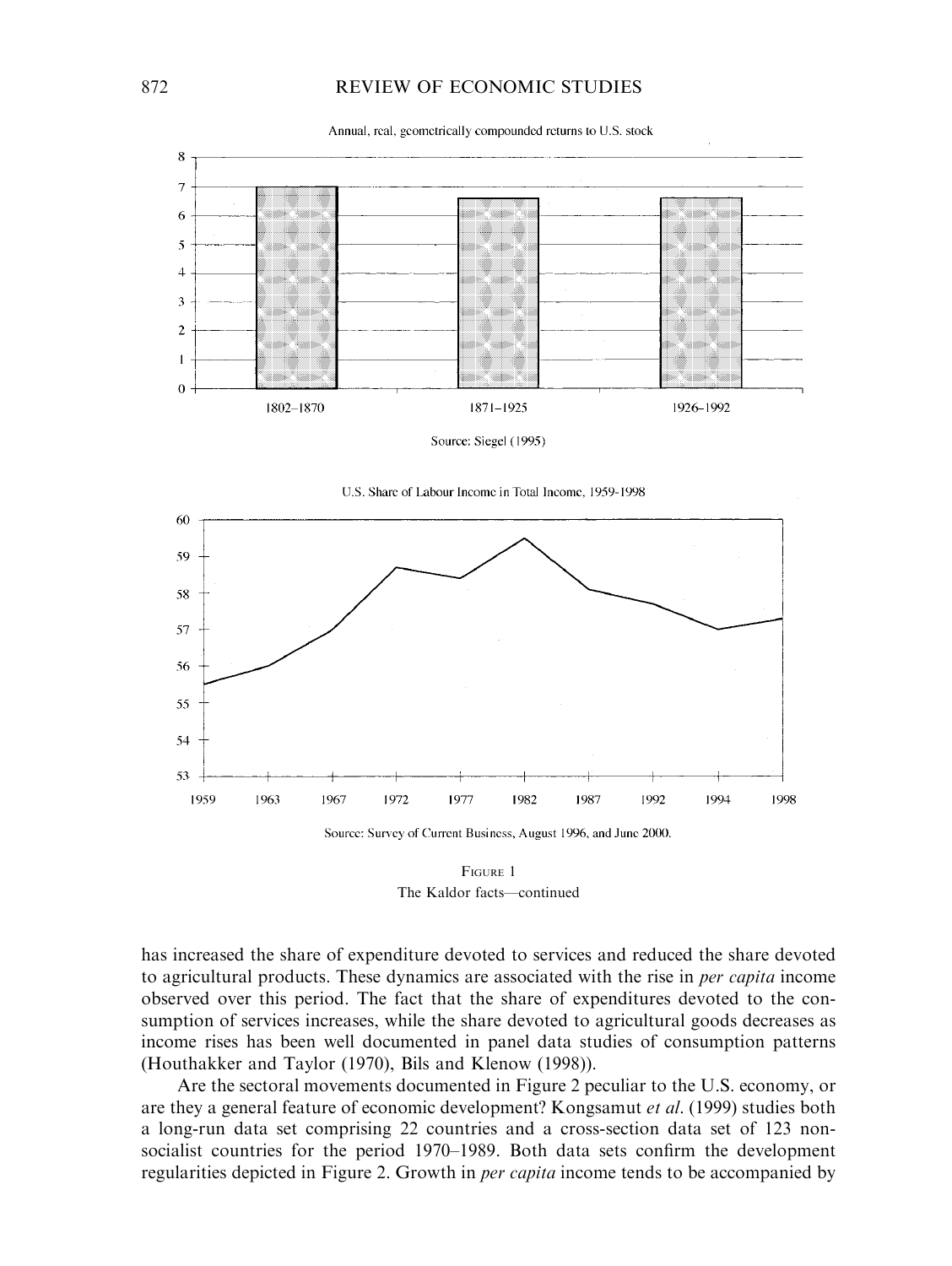Annual, real, geometrically compounded returns to U.S. stock

Source: Siegel (1995)

U.S. Share of Labour Income in Total Income, 1959-1998

Source: Survey of Current Business, August 1996, and June 2000.

FIGURE 1

The Kaldor facts—continued

has increased the share of expenditure devoted to services and reduced the share devoted to agricultural products. These dynamics are associated with the rise in *per capita* income observed over this period. The fact that the share of expenditures devoted to the consumption of services increases, while the share devoted to agricultural goods decreases as income rises has been well documented in panel data studies of consumption patterns (Houthakker and Taylor (1970), Bils and Klenow (1998)).

Are the sectoral movements documented in Figure 2 peculiar to the U.S. economy, or are they a general feature of economic development? Kongsamut *et al.* (1999) studies both a long-run data set comprising 22 countries and a cross-section data set of 123 non-socialist countries for the period 1970–1989. Both data sets confirm the development regularities depicted in Figure 2. Growth in *per capita* income tends to be accompanied by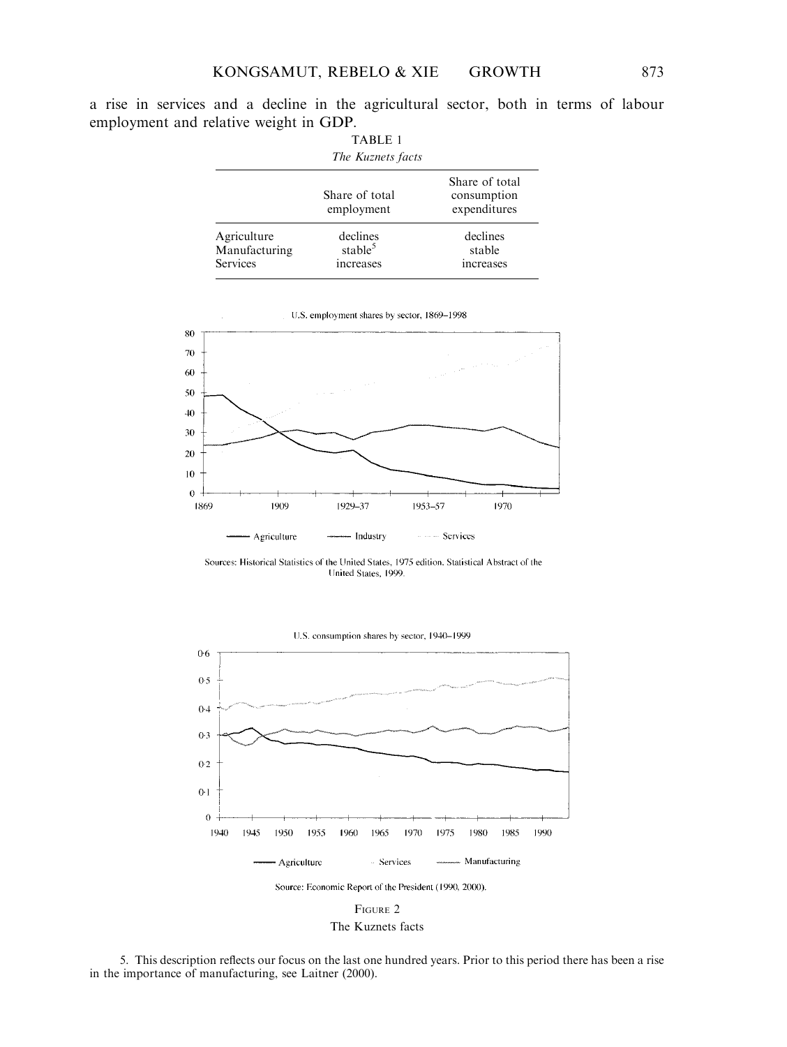a rise in services and a decline in the agricultural sector, both in terms of labour employment and relative weight in GDP.

TABLE 1

*The Kuznets facts*

| | Share of total employment | Share of total consumption expenditures |
|---|---|---|
| Agriculture | declines | declines |
| Manufacturing | stable[5] | stable |
| Services | increases | increases |

U.S. employment shares by sector, 1869–1998

Sources: Historical Statistics of the United States, 1975 edition. Statistical Abstract of the United States, 1999.

U.S. consumption shares by sector, 1940–1999

Source: Economic Report of the President (1990, 2000).

FIGURE 2

The Kuznets facts

5. This description reflects our focus on the last one hundred years. Prior to this period there has been a rise in the importance of manufacturing, see Laitner (2000).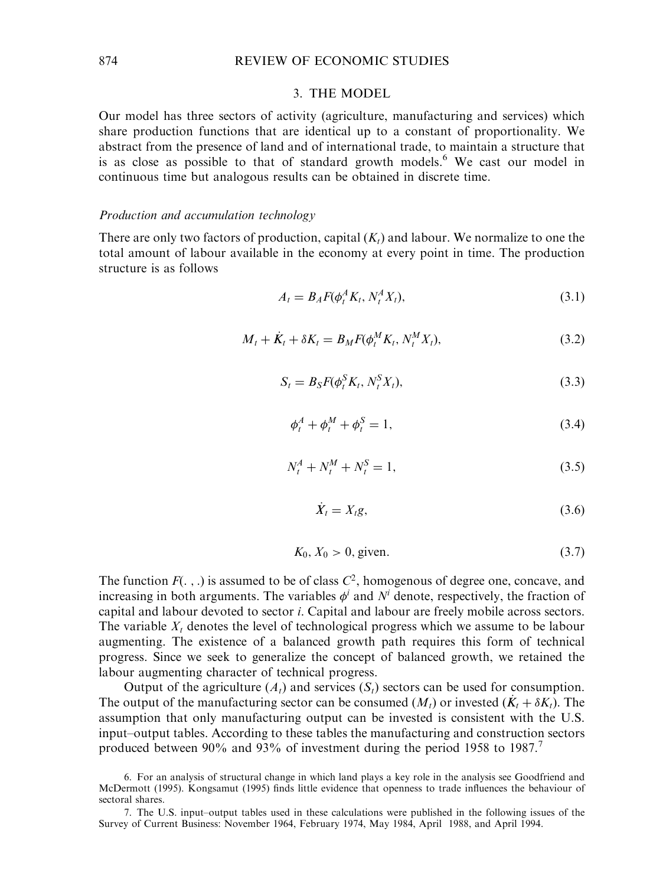## 3. THE MODEL

Our model has three sectors of activity (agriculture, manufacturing and services) which share production functions that are identical up to a constant of proportionality. We abstract from the presence of land and of international trade, to maintain a structure that is as close as possible to that of standard growth models.[6] We cast our model in continuous time but analogous results can be obtained in discrete time.

### *Production and accumulation technology*

There are only two factors of production, capital ($K_t$) and labour. We normalize to one the total amount of labour available in the economy at every point in time. The production structure is as follows

$$A_t = B_A F(\phi_t^A K_t, N_t^A X_t), \tag{3.1}$$

$$M_t + \dot{K}_t + \delta K_t = B_M F(\phi_t^M K_t, N_t^M X_t), \tag{3.2}$$

$$S_t = B_S F(\phi_t^S K_t, N_t^S X_t), \tag{3.3}$$

$$\phi_t^A + \phi_t^M + \phi_t^S = 1, \tag{3.4}$$

$$N_t^A + N_t^M + N_t^S = 1, \tag{3.5}$$

$$\dot{X}_t = X_t g, \tag{3.6}$$

$$K_0, X_0 > 0, \text{ given.} \tag{3.7}$$

The function $F(.,.)$ is assumed to be of class $C^2$, homogenous of degree one, concave, and increasing in both arguments. The variables $\phi^i$ and $N^i$ denote, respectively, the fraction of capital and labour devoted to sector $i$. Capital and labour are freely mobile across sectors. The variable $X_t$ denotes the level of technological progress which we assume to be labour augmenting. The existence of a balanced growth path requires this form of technical progress. Since we seek to generalize the concept of balanced growth, we retained the labour augmenting character of technical progress.

Output of the agriculture ($A_t$) and services ($S_t$) sectors can be used for consumption. The output of the manufacturing sector can be consumed ($M_t$) or invested ($\dot{K}_t + \delta K_t$). The assumption that only manufacturing output can be invested is consistent with the U.S. input–output tables. According to these tables the manufacturing and construction sectors produced between 90% and 93% of investment during the period 1958 to 1987.[7]

6. For an analysis of structural change in which land plays a key role in the analysis see Goodfriend and McDermott (1995). Kongsamut (1995) finds little evidence that openness to trade influences the behaviour of sectoral shares.

7. The U.S. input–output tables used in these calculations were published in the following issues of the Survey of Current Business: November 1964, February 1974, May 1984, April 1988, and April 1994.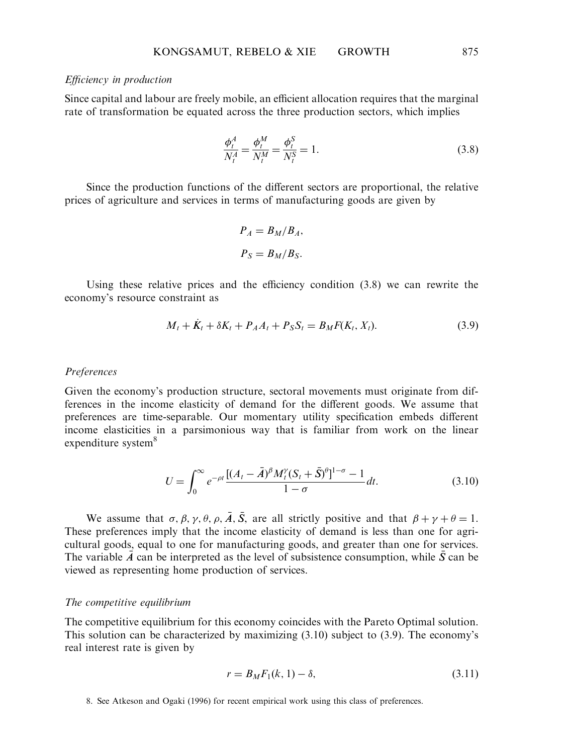*Efficiency in production*

Since capital and labour are freely mobile, an efficient allocation requires that the marginal rate of transformation be equated across the three production sectors, which implies

$$\frac{\phi_t^A}{N_t^A} = \frac{\phi_t^M}{N_t^M} = \frac{\phi_t^S}{N_t^S} = 1. \tag{3.8}$$

Since the production functions of the different sectors are proportional, the relative prices of agriculture and services in terms of manufacturing goods are given by

$$P_A = B_M/B_A,$$

$$P_S = B_M/B_S.$$

Using these relative prices and the efficiency condition (3.8) we can rewrite the economy's resource constraint as

$$M_t + \dot{K}_t + \delta K_t + P_A A_t + P_S S_t = B_M F(K_t, X_t). \tag{3.9}$$

*Preferences*

Given the economy's production structure, sectoral movements must originate from differences in the income elasticity of demand for the different goods. We assume that preferences are time-separable. Our momentary utility specification embeds different income elasticities in a parsimonious way that is familiar from work on the linear expenditure system[8]

$$U = \int_0^\infty e^{-\rho t} \frac{[(A_t - \bar{A})^\beta M_t^\gamma (S_t + \bar{S})^\theta]^{1-\sigma} - 1}{1 - \sigma} dt. \tag{3.10}$$

We assume that $\sigma, \beta, \gamma, \theta, \rho, \bar{A}, \bar{S}$, are all strictly positive and that $\beta + \gamma + \theta = 1$. These preferences imply that the income elasticity of demand is less than one for agricultural goods, equal to one for manufacturing goods, and greater than one for services. The variable $\bar{A}$ can be interpreted as the level of subsistence consumption, while $\bar{S}$ can be viewed as representing home production of services.

*The competitive equilibrium*

The competitive equilibrium for this economy coincides with the Pareto Optimal solution. This solution can be characterized by maximizing (3.10) subject to (3.9). The economy's real interest rate is given by

$$r = B_M F_1(k, 1) - \delta, \tag{3.11}$$

8. See Atkeson and Ogaki (1996) for recent empirical work using this class of preferences.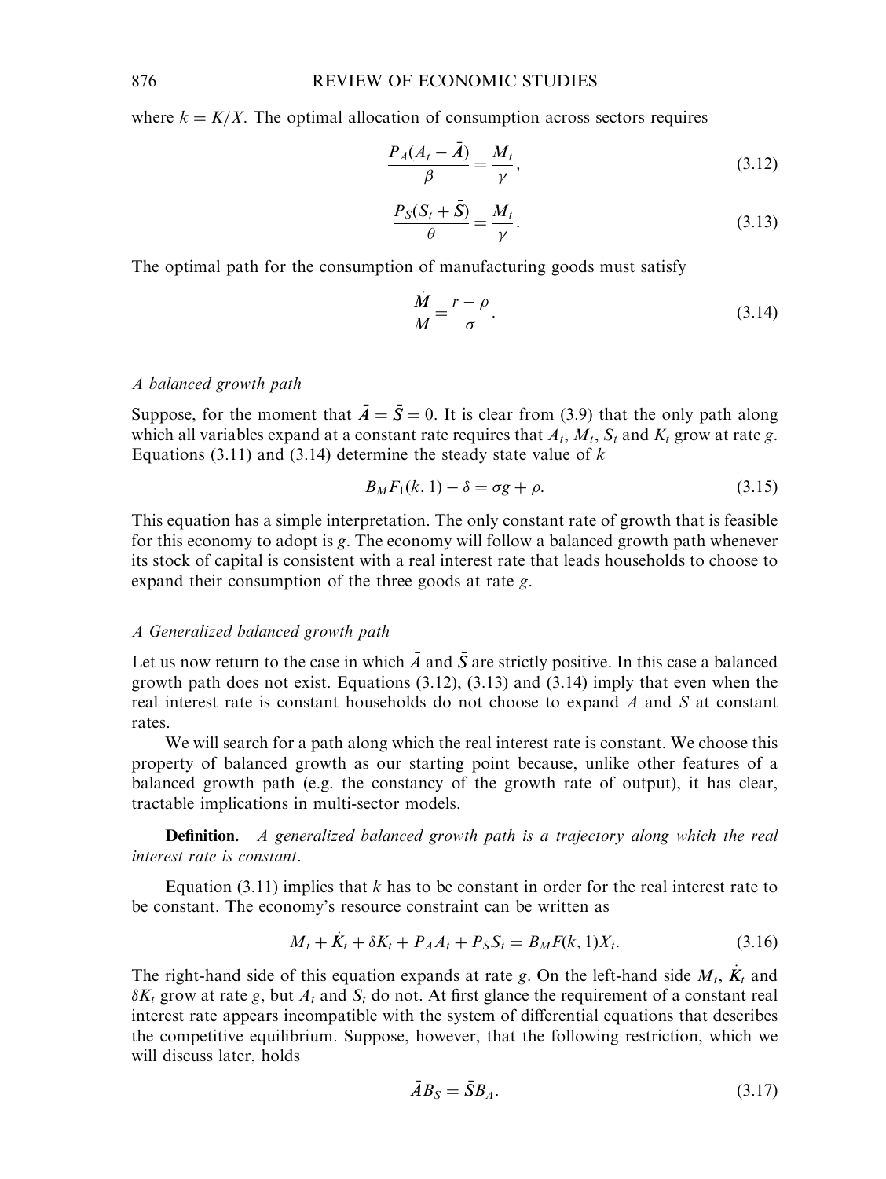where $k = K/X$. The optimal allocation of consumption across sectors requires

$$\frac{P_A(A_t - \bar{A})}{\beta} = \frac{M_t}{\gamma}, \tag{3.12}$$

$$\frac{P_S(S_t + \bar{S})}{\theta} = \frac{M_t}{\gamma}. \tag{3.13}$$

The optimal path for the consumption of manufacturing goods must satisfy

$$\frac{\dot{M}}{M} = \frac{r - \rho}{\sigma}. \tag{3.14}$$

*A balanced growth path*

Suppose, for the moment that $\bar{A} = \bar{S} = 0$. It is clear from (3.9) that the only path along which all variables expand at a constant rate requires that $A_t$, $M_t$, $S_t$ and $K_t$ grow at rate $g$. Equations (3.11) and (3.14) determine the steady state value of $k$

$$B_M F_1(k, 1) - \delta = \sigma g + \rho. \tag{3.15}$$

This equation has a simple interpretation. The only constant rate of growth that is feasible for this economy to adopt is $g$. The economy will follow a balanced growth path whenever its stock of capital is consistent with a real interest rate that leads households to choose to expand their consumption of the three goods at rate $g$.

*A Generalized balanced growth path*

Let us now return to the case in which $\bar{A}$ and $\bar{S}$ are strictly positive. In this case a balanced growth path does not exist. Equations (3.12), (3.13) and (3.14) imply that even when the real interest rate is constant households do not choose to expand $A$ and $S$ at constant rates.

We will search for a path along which the real interest rate is constant. We choose this property of balanced growth as our starting point because, unlike other features of a balanced growth path (e.g. the constancy of the growth rate of output), it has clear, tractable implications in multi-sector models.

**Definition.** *A generalized balanced growth path is a trajectory along which the real interest rate is constant.*

Equation (3.11) implies that $k$ has to be constant in order for the real interest rate to be constant. The economy's resource constraint can be written as

$$M_t + \dot{K}_t + \delta K_t + P_A A_t + P_S S_t = B_M F(k, 1) X_t. \tag{3.16}$$

The right-hand side of this equation expands at rate $g$. On the left-hand side $M_t$, $\dot{K}_t$ and $\delta K_t$ grow at rate $g$, but $A_t$ and $S_t$ do not. At first glance the requirement of a constant real interest rate appears incompatible with the system of differential equations that describes the competitive equilibrium. Suppose, however, that the following restriction, which we will discuss later, holds

$$\bar{A} B_S = \bar{S} B_A. \tag{3.17}$$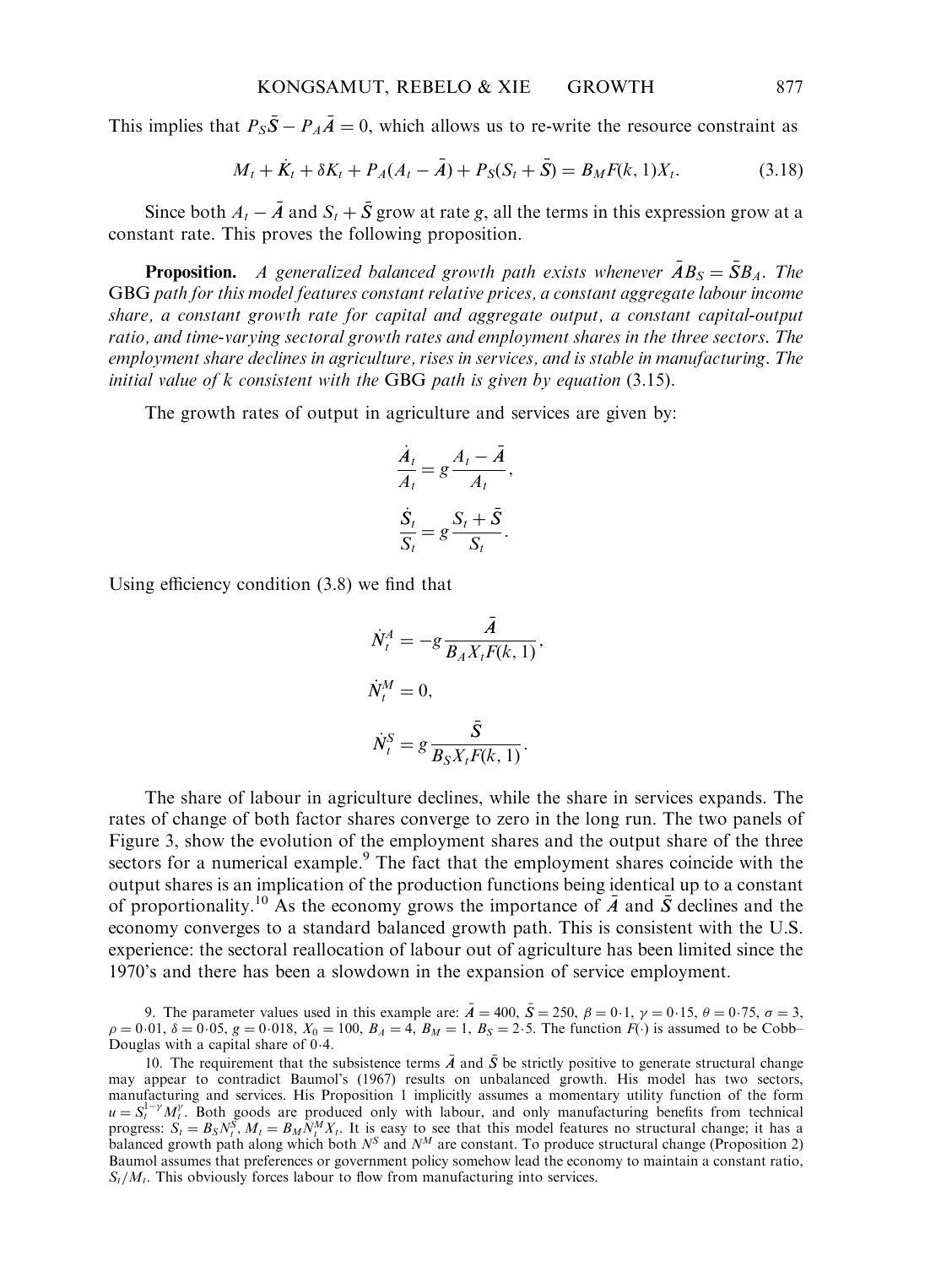This implies that $P_S \bar{S} - P_A \bar{A} = 0$, which allows us to re-write the resource constraint as

$$M_t + \dot{K}_t + \delta K_t + P_A(A_t - \bar{A}) + P_S(S_t + \bar{S}) = B_M F(k, 1) X_t. \tag{3.18}$$

Since both $A_t - \bar{A}$ and $S_t + \bar{S}$ grow at rate $g$, all the terms in this expression grow at a constant rate. This proves the following proposition.

**Proposition.** *A generalized balanced growth path exists whenever $\bar{A} B_S = \bar{S} B_A$. The* GBG *path for this model features constant relative prices, a constant aggregate labour income share, a constant growth rate for capital and aggregate output, a constant capital-output ratio, and time-varying sectoral growth rates and employment shares in the three sectors. The employment share declines in agriculture, rises in services, and is stable in manufacturing. The initial value of k consistent with the* GBG *path is given by equation* (3.15).

The growth rates of output in agriculture and services are given by:

$$\frac{\dot{A}_t}{A_t} = g \frac{A_t - \bar{A}}{A_t},$$

$$\frac{\dot{S}_t}{S_t} = g \frac{S_t + \bar{S}}{S_t}.$$

Using efficiency condition (3.8) we find that

$$\dot{N}_t^A = -g \frac{\bar{A}}{B_A X_t F(k, 1)},$$

$$\dot{N}_t^M = 0,$$

$$\dot{N}_t^S = g \frac{\bar{S}}{B_S X_t F(k, 1)}.$$

The share of labour in agriculture declines, while the share in services expands. The rates of change of both factor shares converge to zero in the long run. The two panels of Figure 3, show the evolution of the employment shares and the output share of the three sectors for a numerical example.[9] The fact that the employment shares coincide with the output shares is an implication of the production functions being identical up to a constant of proportionality.[10] As the economy grows the importance of $\bar{A}$ and $\bar{S}$ declines and the economy converges to a standard balanced growth path. This is consistent with the U.S. experience: the sectoral reallocation of labour out of agriculture has been limited since the 1970's and there has been a slowdown in the expansion of service employment.

9. The parameter values used in this example are: $\bar{A} = 400$, $\bar{S} = 250$, $\beta = 0{\cdot}1$, $\gamma = 0{\cdot}15$, $\theta = 0{\cdot}75$, $\sigma = 3$, $\rho = 0{\cdot}01$, $\delta = 0{\cdot}05$, $g = 0{\cdot}018$, $X_0 = 100$, $B_A = 4$, $B_M = 1$, $B_S = 2{\cdot}5$. The function $F(\cdot)$ is assumed to be Cobb–Douglas with a capital share of 0·4.

10. The requirement that the subsistence terms $\bar{A}$ and $\bar{S}$ be strictly positive to generate structural change may appear to contradict Baumol's (1967) results on unbalanced growth. His model has two sectors, manufacturing and services. His Proposition 1 implicitly assumes a momentary utility function of the form $u = S_t^{1-\gamma} M_t^{\gamma}$. Both goods are produced only with labour, and only manufacturing benefits from technical progress: $S_t = B_S N_t^S$, $M_t = B_M N_t^M X_t$. It is easy to see that this model features no structural change; it has a balanced growth path along which both $N^S$ and $N^M$ are constant. To produce structural change (Proposition 2) Baumol assumes that preferences or government policy somehow lead the economy to maintain a constant ratio, $S_t/M_t$. This obviously forces labour to flow from manufacturing into services.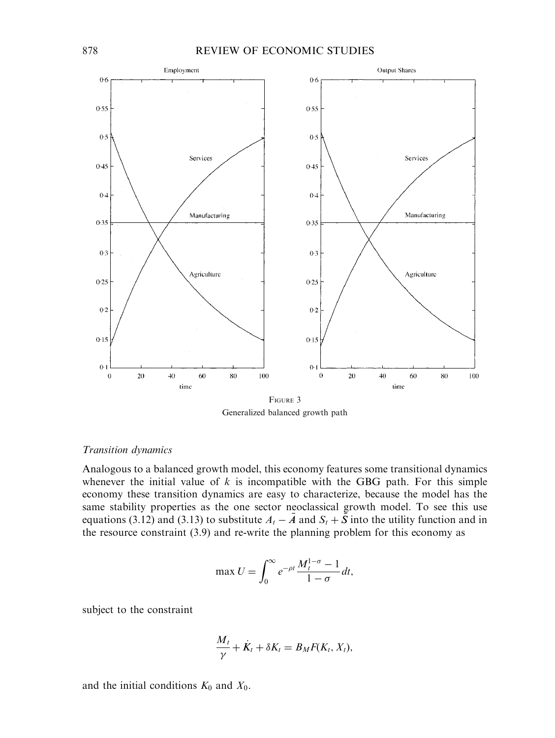FIGURE 3

Generalized balanced growth path

*Transition dynamics*

Analogous to a balanced growth model, this economy features some transitional dynamics whenever the initial value of $k$ is incompatible with the GBG path. For this simple economy these transition dynamics are easy to characterize, because the model has the same stability properties as the one sector neoclassical growth model. To see this use equations (3.12) and (3.13) to substitute $A_t - \bar{A}$ and $S_t + \bar{S}$ into the utility function and in the resource constraint (3.9) and re-write the planning problem for this economy as

$$\max U = \int_0^\infty e^{-\rho t} \frac{M_t^{1-\sigma} - 1}{1 - \sigma} dt,$$

subject to the constraint

$$\frac{M_t}{\gamma} + \dot{K}_t + \delta K_t = B_M F(K_t, X_t),$$

and the initial conditions $K_0$ and $X_0$.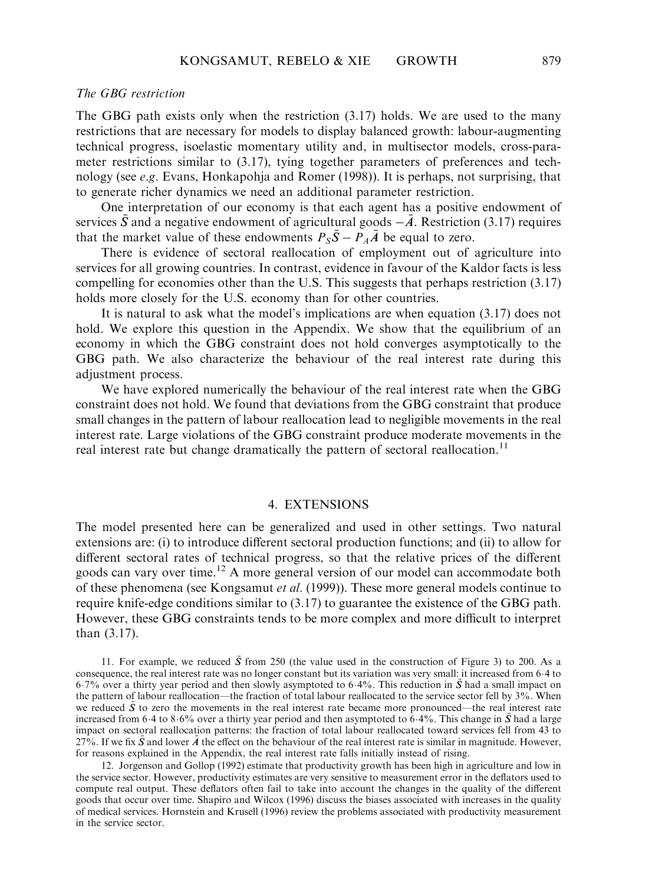*The GBG restriction*

The GBG path exists only when the restriction (3.17) holds. We are used to the many restrictions that are necessary for models to display balanced growth: labour-augmenting technical progress, isoelastic momentary utility and, in multisector models, cross-parameter restrictions similar to (3.17), tying together parameters of preferences and technology (see *e.g.* Evans, Honkapohja and Romer (1998)). It is perhaps, not surprising, that to generate richer dynamics we need an additional parameter restriction.

One interpretation of our economy is that each agent has a positive endowment of services $\bar{S}$ and a negative endowment of agricultural goods $-\bar{A}$. Restriction (3.17) requires that the market value of these endowments $P_S\bar{S} - P_A\bar{A}$ be equal to zero.

There is evidence of sectoral reallocation of employment out of agriculture into services for all growing countries. In contrast, evidence in favour of the Kaldor facts is less compelling for economies other than the U.S. This suggests that perhaps restriction (3.17) holds more closely for the U.S. economy than for other countries.

It is natural to ask what the model's implications are when equation (3.17) does not hold. We explore this question in the Appendix. We show that the equilibrium of an economy in which the GBG constraint does not hold converges asymptotically to the GBG path. We also characterize the behaviour of the real interest rate during this adjustment process.

We have explored numerically the behaviour of the real interest rate when the GBG constraint does not hold. We found that deviations from the GBG constraint that produce small changes in the pattern of labour reallocation lead to negligible movements in the real interest rate. Large violations of the GBG constraint produce moderate movements in the real interest rate but change dramatically the pattern of sectoral reallocation.[11]

## 4. EXTENSIONS

The model presented here can be generalized and used in other settings. Two natural extensions are: (i) to introduce different sectoral production functions; and (ii) to allow for different sectoral rates of technical progress, so that the relative prices of the different goods can vary over time.[12] A more general version of our model can accommodate both of these phenomena (see Kongsamut *et al.* (1999)). These more general models continue to require knife-edge conditions similar to (3.17) to guarantee the existence of the GBG path. However, these GBG constraints tends to be more complex and more difficult to interpret than (3.17).

11. For example, we reduced $\bar{S}$ from 250 (the value used in the construction of Figure 3) to 200. As a consequence, the real interest rate was no longer constant but its variation was very small: it increased from 6·4 to 6·7% over a thirty year period and then slowly asymptoted to 6·4%. This reduction in $\bar{S}$ had a small impact on the pattern of labour reallocation—the fraction of total labour reallocated to the service sector fell by 3%. When we reduced $\bar{S}$ to zero the movements in the real interest rate became more pronounced—the real interest rate increased from 6·4 to 8·6% over a thirty year period and then asymptoted to 6·4%. This change in $\bar{S}$ had a large impact on sectoral reallocation patterns: the fraction of total labour reallocated toward services fell from 43 to 27%. If we fix $\bar{S}$ and lower $\bar{A}$ the effect on the behaviour of the real interest rate is similar in magnitude. However, for reasons explained in the Appendix, the real interest rate falls initially instead of rising.

12. Jorgenson and Gollop (1992) estimate that productivity growth has been high in agriculture and low in the service sector. However, productivity estimates are very sensitive to measurement error in the deflators used to compute real output. These deflators often fail to take into account the changes in the quality of the different goods that occur over time. Shapiro and Wilcox (1996) discuss the biases associated with increases in the quality of medical services. Hornstein and Krusell (1996) review the problems associated with productivity measurement in the service sector.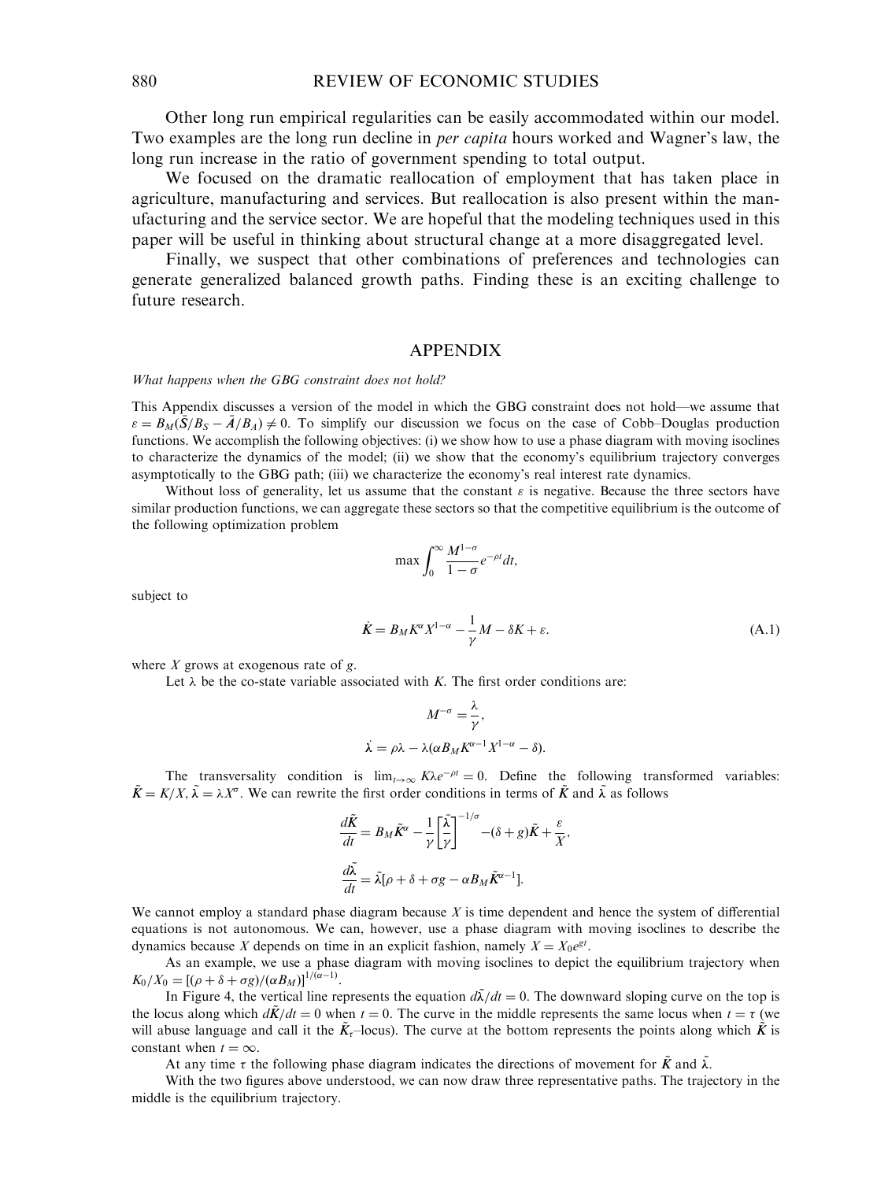Other long run empirical regularities can be easily accommodated within our model. Two examples are the long run decline in *per capita* hours worked and Wagner's law, the long run increase in the ratio of government spending to total output.

We focused on the dramatic reallocation of employment that has taken place in agriculture, manufacturing and services. But reallocation is also present within the manufacturing and the service sector. We are hopeful that the modeling techniques used in this paper will be useful in thinking about structural change at a more disaggregated level.

Finally, we suspect that other combinations of preferences and technologies can generate generalized balanced growth paths. Finding these is an exciting challenge to future research.

## APPENDIX

*What happens when the GBG constraint does not hold?*

This Appendix discusses a version of the model in which the GBG constraint does not hold—we assume that $\varepsilon = B_M(\bar{S}/B_S - \bar{A}/B_A) \neq 0$. To simplify our discussion we focus on the case of Cobb–Douglas production functions. We accomplish the following objectives: (i) we show how to use a phase diagram with moving isoclines to characterize the dynamics of the model; (ii) we show that the economy's equilibrium trajectory converges asymptotically to the GBG path; (iii) we characterize the economy's real interest rate dynamics.

Without loss of generality, let us assume that the constant $\varepsilon$ is negative. Because the three sectors have similar production functions, we can aggregate these sectors so that the competitive equilibrium is the outcome of the following optimization problem

$$\max \int_0^\infty \frac{M^{1-\sigma}}{1-\sigma} e^{-\rho t} dt,$$

subject to

$$\dot{K} = B_M K^\alpha X^{1-\alpha} - \frac{1}{\gamma} M - \delta K + \varepsilon. \tag{A.1}$$

where $X$ grows at exogenous rate of $g$.

Let $\lambda$ be the co-state variable associated with $K$. The first order conditions are:

$$M^{-\sigma} = \frac{\lambda}{\gamma},$$

$$\dot{\lambda} = \rho\lambda - \lambda(\alpha B_M K^{\alpha-1} X^{1-\alpha} - \delta).$$

The transversality condition is $\lim_{t\to\infty} K\lambda e^{-\rho t} = 0$. Define the following transformed variables: $\tilde{K} = K/X$, $\tilde{\lambda} = \lambda X^\sigma$. We can rewrite the first order conditions in terms of $\tilde{K}$ and $\tilde{\lambda}$ as follows

$$\frac{d\tilde{K}}{dt} = B_M \tilde{K}^\alpha - \frac{1}{\gamma}\left[\frac{\tilde{\lambda}}{\gamma}\right]^{-1/\sigma} - (\delta + g)\tilde{K} + \frac{\varepsilon}{X},$$

$$\frac{d\tilde{\lambda}}{dt} = \tilde{\lambda}[\rho + \delta + \sigma g - \alpha B_M \tilde{K}^{\alpha-1}].$$

We cannot employ a standard phase diagram because $X$ is time dependent and hence the system of differential equations is not autonomous. We can, however, use a phase diagram with moving isoclines to describe the dynamics because $X$ depends on time in an explicit fashion, namely $X = X_0 e^{gt}$.

As an example, we use a phase diagram with moving isoclines to depict the equilibrium trajectory when $K_0/X_0 = [(\rho + \delta + \sigma g)/(\alpha B_M)]^{1/(\alpha-1)}$.

In Figure 4, the vertical line represents the equation $d\tilde{\lambda}/dt = 0$. The downward sloping curve on the top is the locus along which $d\tilde{K}/dt = 0$ when $t = 0$. The curve in the middle represents the same locus when $t = \tau$ (we will abuse language and call it the $\tilde{K}_\tau$–locus). The curve at the bottom represents the points along which $\tilde{K}$ is constant when $t = \infty$.

At any time $\tau$ the following phase diagram indicates the directions of movement for $\tilde{K}$ and $\tilde{\lambda}$.

With the two figures above understood, we can now draw three representative paths. The trajectory in the middle is the equilibrium trajectory.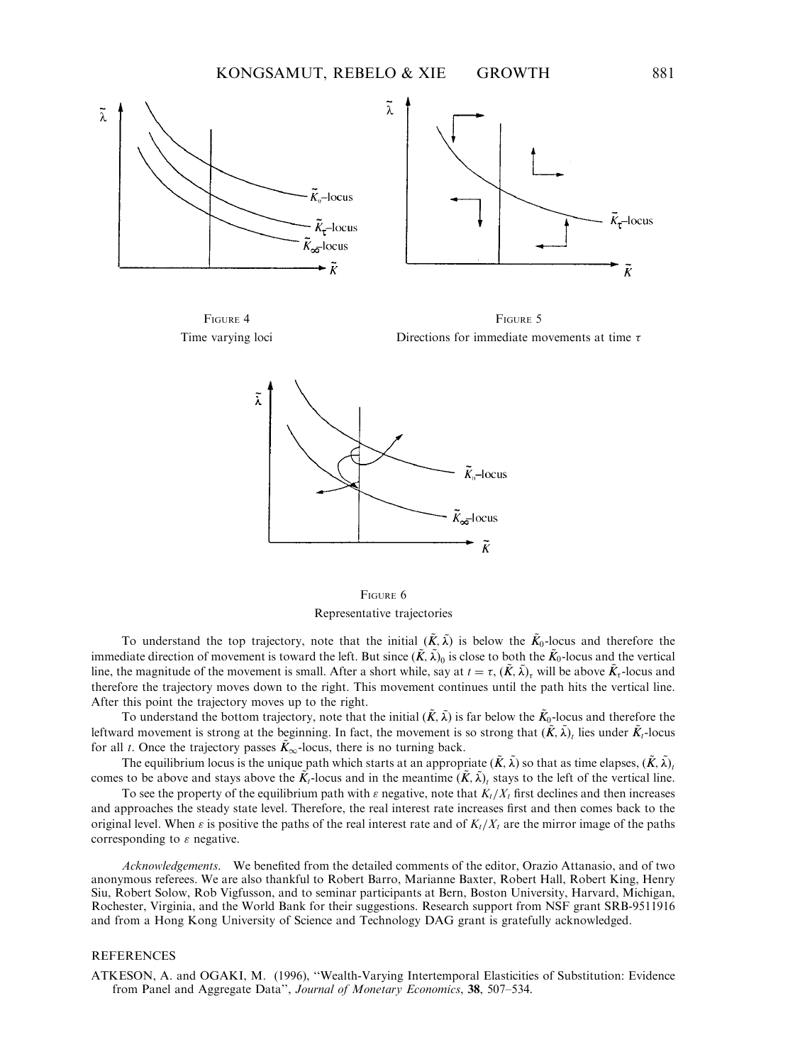FIGURE 4
Time varying loci

FIGURE 5
Directions for immediate movements at time $\tau$

FIGURE 6
Representative trajectories

To understand the top trajectory, note that the initial $(\tilde{K}, \tilde{\lambda})$ is below the $\tilde{K}_0$-locus and therefore the immediate direction of movement is toward the left. But since $(\tilde{K}, \tilde{\lambda})_0$ is close to both the $\tilde{K}_0$-locus and the vertical line, the magnitude of the movement is small. After a short while, say at $t = \tau$, $(\tilde{K}, \tilde{\lambda})_\tau$ will be above $\tilde{K}_\tau$-locus and therefore the trajectory moves down to the right. This movement continues until the path hits the vertical line. After this point the trajectory moves up to the right.

To understand the bottom trajectory, note that the initial $(\tilde{K}, \tilde{\lambda})$ is far below the $\tilde{K}_0$-locus and therefore the leftward movement is strong at the beginning. In fact, the movement is so strong that $(\tilde{K}, \tilde{\lambda})_t$ lies under $\tilde{K}_t$-locus for all $t$. Once the trajectory passes $\tilde{K}_\infty$-locus, there is no turning back.

The equilibrium locus is the unique path which starts at an appropriate $(\tilde{K}, \tilde{\lambda})$ so that as time elapses, $(\tilde{K}, \tilde{\lambda})_t$ comes to be above and stays above the $\tilde{K}_t$-locus and in the meantime $(\tilde{K}, \tilde{\lambda})_t$ stays to the left of the vertical line.

To see the property of the equilibrium path with $\varepsilon$ negative, note that $K_t/X_t$ first declines and then increases and approaches the steady state level. Therefore, the real interest rate increases first and then comes back to the original level. When $\varepsilon$ is positive the paths of the real interest rate and of $K_t/X_t$ are the mirror image of the paths corresponding to $\varepsilon$ negative.

*Acknowledgements.* We benefited from the detailed comments of the editor, Orazio Attanasio, and of two anonymous referees. We are also thankful to Robert Barro, Marianne Baxter, Robert Hall, Robert King, Henry Siu, Robert Solow, Rob Vigfusson, and to seminar participants at Bern, Boston University, Harvard, Michigan, Rochester, Virginia, and the World Bank for their suggestions. Research support from NSF grant SRB-9511916 and from a Hong Kong University of Science and Technology DAG grant is gratefully acknowledged.

## REFERENCES

ATKESON, A. and OGAKI, M. (1996), "Wealth-Varying Intertemporal Elasticities of Substitution: Evidence from Panel and Aggregate Data", *Journal of Monetary Economics*, **38**, 507–534.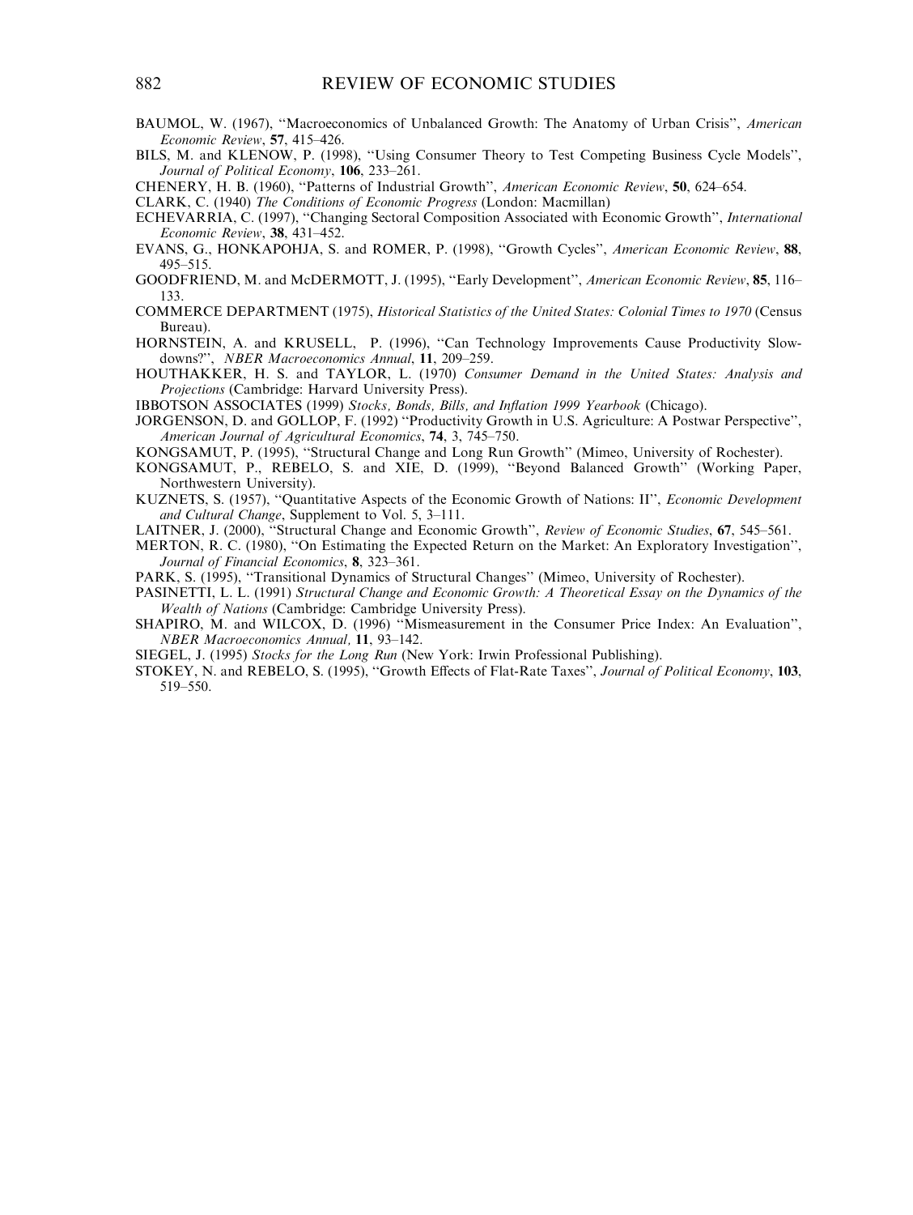BAUMOL, W. (1967), "Macroeconomics of Unbalanced Growth: The Anatomy of Urban Crisis", *American Economic Review*, **57**, 415–426.

BILS, M. and KLENOW, P. (1998), "Using Consumer Theory to Test Competing Business Cycle Models", *Journal of Political Economy*, **106**, 233–261.

CHENERY, H. B. (1960), "Patterns of Industrial Growth", *American Economic Review*, **50**, 624–654.

CLARK, C. (1940) *The Conditions of Economic Progress* (London: Macmillan)

ECHEVARRIA, C. (1997), "Changing Sectoral Composition Associated with Economic Growth", *International Economic Review*, **38**, 431–452.

EVANS, G., HONKAPOHJA, S. and ROMER, P. (1998), "Growth Cycles", *American Economic Review*, **88**, 495–515.

GOODFRIEND, M. and McDERMOTT, J. (1995), "Early Development", *American Economic Review*, **85**, 116–133.

COMMERCE DEPARTMENT (1975), *Historical Statistics of the United States: Colonial Times to 1970* (Census Bureau).

HORNSTEIN, A. and KRUSELL, P. (1996), "Can Technology Improvements Cause Productivity Slowdowns?", *NBER Macroeconomics Annual*, **11**, 209–259.

HOUTHAKKER, H. S. and TAYLOR, L. (1970) *Consumer Demand in the United States: Analysis and Projections* (Cambridge: Harvard University Press).

IBBOTSON ASSOCIATES (1999) *Stocks, Bonds, Bills, and Inflation 1999 Yearbook* (Chicago).

JORGENSON, D. and GOLLOP, F. (1992) "Productivity Growth in U.S. Agriculture: A Postwar Perspective", *American Journal of Agricultural Economics*, **74**, 3, 745–750.

KONGSAMUT, P. (1995), "Structural Change and Long Run Growth" (Mimeo, University of Rochester).

KONGSAMUT, P., REBELO, S. and XIE, D. (1999), "Beyond Balanced Growth" (Working Paper, Northwestern University).

KUZNETS, S. (1957), "Quantitative Aspects of the Economic Growth of Nations: II", *Economic Development and Cultural Change*, Supplement to Vol. 5, 3–111.

LAITNER, J. (2000), "Structural Change and Economic Growth", *Review of Economic Studies*, **67**, 545–561.

MERTON, R. C. (1980), "On Estimating the Expected Return on the Market: An Exploratory Investigation", *Journal of Financial Economics*, **8**, 323–361.

PARK, S. (1995), "Transitional Dynamics of Structural Changes" (Mimeo, University of Rochester).

PASINETTI, L. L. (1991) *Structural Change and Economic Growth: A Theoretical Essay on the Dynamics of the Wealth of Nations* (Cambridge: Cambridge University Press).

SHAPIRO, M. and WILCOX, D. (1996) "Mismeasurement in the Consumer Price Index: An Evaluation", *NBER Macroeconomics Annual*, **11**, 93–142.

SIEGEL, J. (1995) *Stocks for the Long Run* (New York: Irwin Professional Publishing).

STOKEY, N. and REBELO, S. (1995), "Growth Effects of Flat-Rate Taxes", *Journal of Political Economy*, **103**, 519–550.